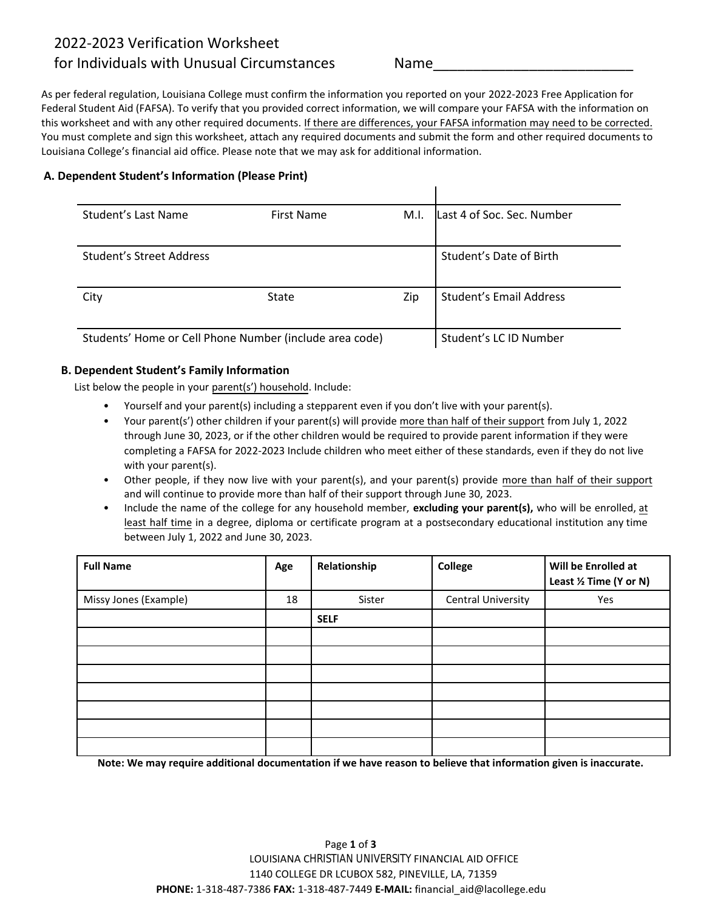# 2022-2023 Verification Worksheet for Individuals with Unusual Circumstances

Name___________________________

As per federal regulation, Louisiana College must confirm the information you reported on your 2022-2023 Free Application for Federal Student Aid (FAFSA). To verify that you provided correct information, we will compare your FAFSA with the information on this worksheet and with any other required documents. If there are differences, your FAFSA information may need to be corrected. You must complete and sign this worksheet, attach any required documents and submit the form and other required documents to Louisiana College's financial aid office. Please note that we may ask for additional information.

## A. Dependent Student's Information (Please Print)

| Student's Last Name | First Name | M.I. | Last 4 of Soc. Sec. Number |
|---|---|---|---|
| Student's Street Address | | | Student's Date of Birth |
| City | State | Zip | Student's Email Address |
| Students' Home or Cell Phone Number (include area code) | | | Student's LC ID Number |

## B. Dependent Student's Family Information

List below the people in your parent(s') household. Include:

- Yourself and your parent(s) including a stepparent even if you don't live with your parent(s).
- Your parent(s') other children if your parent(s) will provide more than half of their support from July 1, 2022 through June 30, 2023, or if the other children would be required to provide parent information if they were completing a FAFSA for 2022-2023 Include children who meet either of these standards, even if they do not live with your parent(s).
- Other people, if they now live with your parent(s), and your parent(s) provide more than half of their support and will continue to provide more than half of their support through June 30, 2023.
- Include the name of the college for any household member, **excluding your parent(s),** who will be enrolled, at least half time in a degree, diploma or certificate program at a postsecondary educational institution any time between July 1, 2022 and June 30, 2023.

| Full Name | Age | Relationship | College | Will be Enrolled at Least ½ Time (Y or N) |
|---|---|---|---|---|
| Missy Jones (Example) | 18 | Sister | Central University | Yes |
| | | **SELF** | | |
| | | | | |
| | | | | |
| | | | | |
| | | | | |
| | | | | |
| | | | | |
| | | | | |

**Note: We may require additional documentation if we have reason to believe that information given is inaccurate.**

LOUISIANA CHRISTIAN UNIVERSITY FINANCIAL AID OFFICE
1140 COLLEGE DR LCUBOX 582, PINEVILLE, LA, 71359
**PHONE:** 1-318-487-7386 **FAX:** 1-318-487-7449 **E-MAIL:** financial_aid@lacollege.edu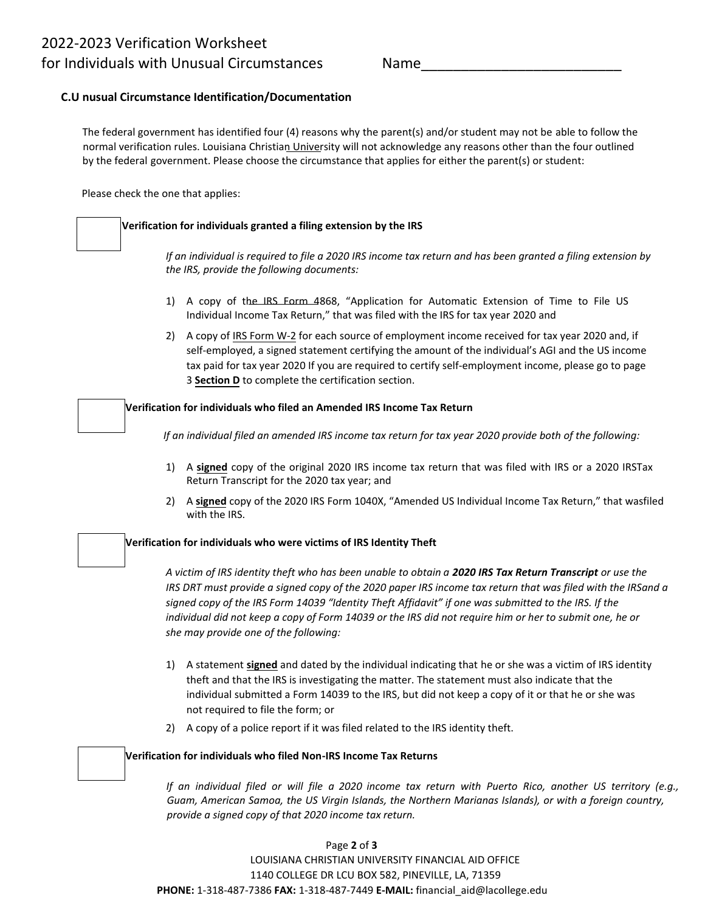# 2022-2023 Verification Worksheet for Individuals with Unusual Circumstances

Name___________________________

### C.U nusual Circumstance Identification/Documentation

The federal government has identified four (4) reasons why the parent(s) and/or student may not be able to follow the normal verification rules. Louisiana Christian University will not acknowledge any reasons other than the four outlined by the federal government. Please choose the circumstance that applies for either the parent(s) or student:

Please check the one that applies:

☐ **Verification for individuals granted a filing extension by the IRS**

*If an individual is required to file a 2020 IRS income tax return and has been granted a filing extension by the IRS, provide the following documents:*

1) A copy of the IRS Form 4868, "Application for Automatic Extension of Time to File US Individual Income Tax Return," that was filed with the IRS for tax year 2020 and
2) A copy of IRS Form W-2 for each source of employment income received for tax year 2020 and, if self-employed, a signed statement certifying the amount of the individual's AGI and the US income tax paid for tax year 2020 If you are required to certify self-employment income, please go to page 3 **Section D** to complete the certification section.

☐ **Verification for individuals who filed an Amended IRS Income Tax Return**

*If an individual filed an amended IRS income tax return for tax year 2020 provide both of the following:*

1) A **signed** copy of the original 2020 IRS income tax return that was filed with IRS or a 2020 IRSTax Return Transcript for the 2020 tax year; and
2) A **signed** copy of the 2020 IRS Form 1040X, "Amended US Individual Income Tax Return," that wasfiled with the IRS.

☐ **Verification for individuals who were victims of IRS Identity Theft**

*A victim of IRS identity theft who has been unable to obtain a **2020 IRS Tax Return Transcript** or use the IRS DRT must provide a signed copy of the 2020 paper IRS income tax return that was filed with the IRSand a signed copy of the IRS Form 14039 "Identity Theft Affidavit" if one was submitted to the IRS. If the individual did not keep a copy of Form 14039 or the IRS did not require him or her to submit one, he or she may provide one of the following:*

1) A statement **signed** and dated by the individual indicating that he or she was a victim of IRS identity theft and that the IRS is investigating the matter. The statement must also indicate that the individual submitted a Form 14039 to the IRS, but did not keep a copy of it or that he or she was not required to file the form; or
2) A copy of a police report if it was filed related to the IRS identity theft.

☐ **Verification for individuals who filed Non-IRS Income Tax Returns**

*If an individual filed or will file a 2020 income tax return with Puerto Rico, another US territory (e.g., Guam, American Samoa, the US Virgin Islands, the Northern Marianas Islands), or with a foreign country, provide a signed copy of that 2020 income tax return.*

LOUISIANA CHRISTIAN UNIVERSITY FINANCIAL AID OFFICE
1140 COLLEGE DR LCU BOX 582, PINEVILLE, LA, 71359
**PHONE:** 1-318-487-7386 **FAX:** 1-318-487-7449 **E-MAIL:** financial_aid@lacollege.edu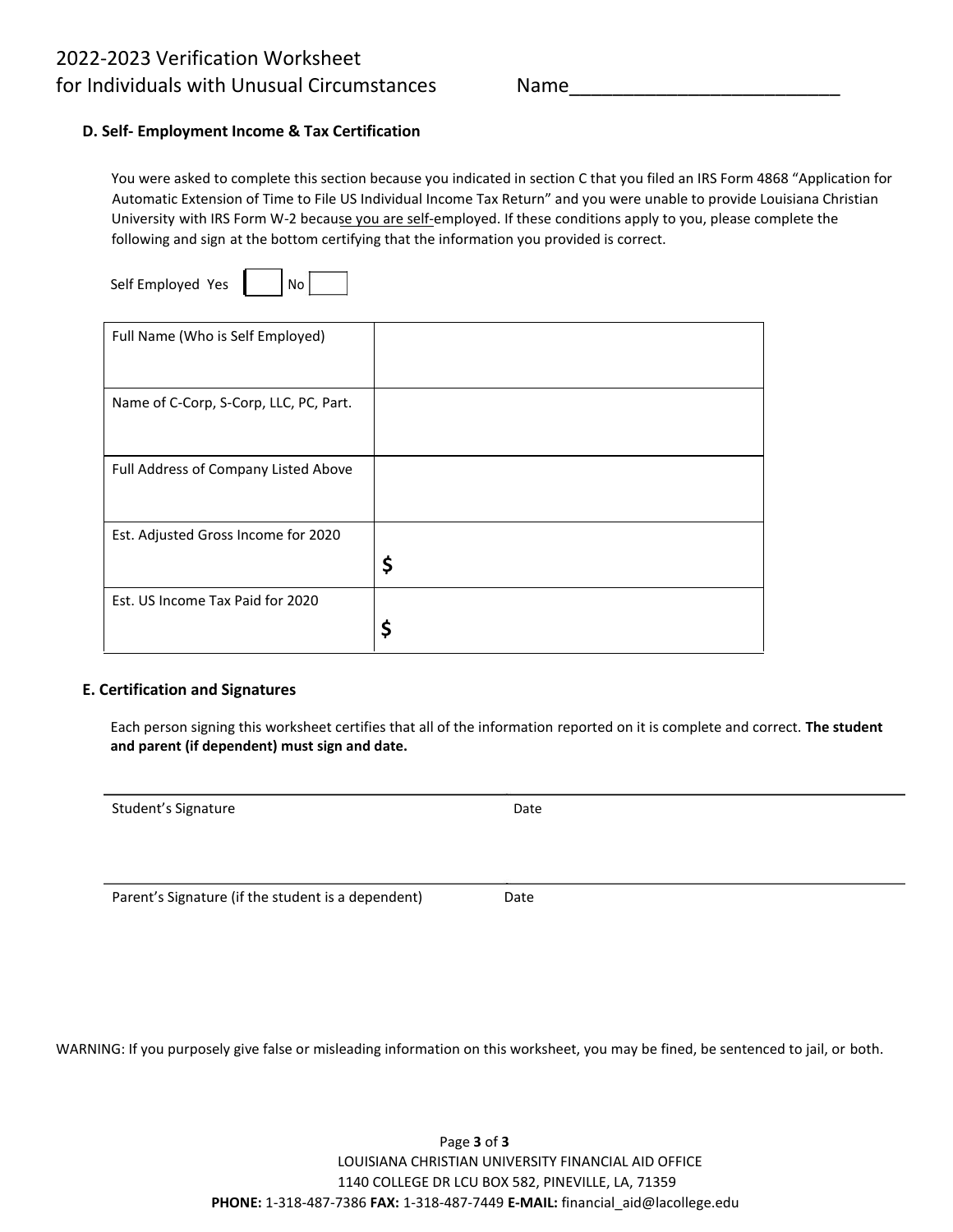2022-2023 Verification Worksheet
for Individuals with Unusual Circumstances Name_________________________

### D. Self- Employment Income & Tax Certification

You were asked to complete this section because you indicated in section C that you filed an IRS Form 4868 "Application for Automatic Extension of Time to File US Individual Income Tax Return" and you were unable to provide Louisiana Christian University with IRS Form W-2 because you are self-employed. If these conditions apply to you, please complete the following and sign at the bottom certifying that the information you provided is correct.

Self Employed Yes ☐ No ☐

| | |
|---|---|
| Full Name (Who is Self Employed) | |
| Name of C-Corp, S-Corp, LLC, PC, Part. | |
| Full Address of Company Listed Above | |
| Est. Adjusted Gross Income for 2020 | $ |
| Est. US Income Tax Paid for 2020 | $ |

### E. Certification and Signatures

Each person signing this worksheet certifies that all of the information reported on it is complete and correct. **The student and parent (if dependent) must sign and date.**

Student's Signature Date

Parent's Signature (if the student is a dependent) Date

WARNING: If you purposely give false or misleading information on this worksheet, you may be fined, be sentenced to jail, or both.

LOUISIANA CHRISTIAN UNIVERSITY FINANCIAL AID OFFICE
1140 COLLEGE DR LCU BOX 582, PINEVILLE, LA, 71359
**PHONE:** 1-318-487-7386 **FAX:** 1-318-487-7449 **E-MAIL:** financial_aid@lacollege.edu